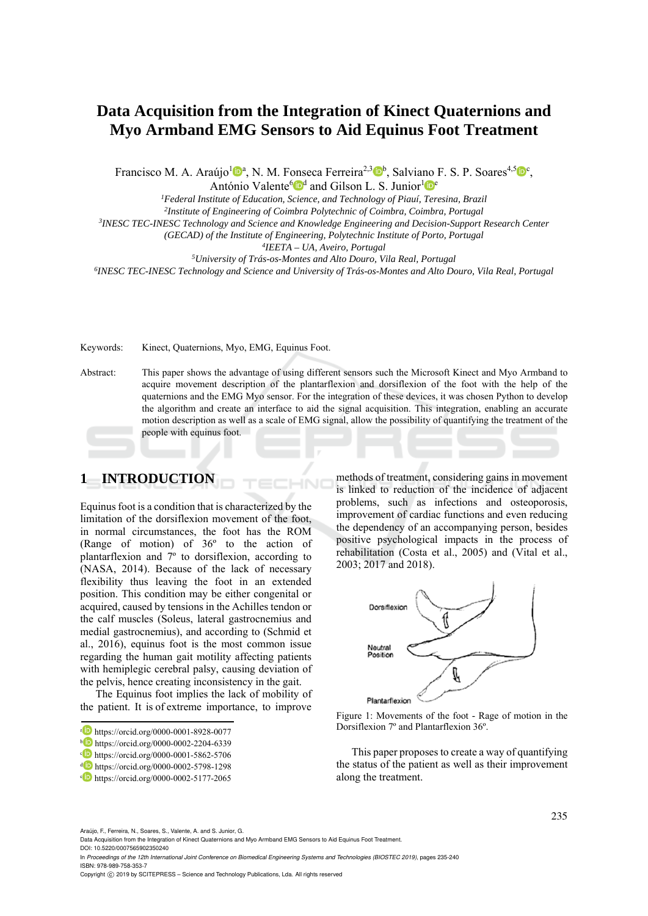# Data Acquisition from the Integration of Kinect Quaternions and Myo Armband EMG Sensors to Aid Equinus Foot Treatment

Francisco M. A. Araújo[1][a], N. M. Fonseca Ferreira[2,3][b], Salviano F. S. P. Soares[4,5][c], António Valente[6][d] and Gilson L. S. Junior[1][e]

[1]*Federal Institute of Education, Science, and Technology of Piauí, Teresina, Brazil*
[2]*Institute of Engineering of Coimbra Polytechnic of Coimbra, Coimbra, Portugal*
[3]*INESC TEC-INESC Technology and Science and Knowledge Engineering and Decision-Support Research Center (GECAD) of the Institute of Engineering, Polytechnic Institute of Porto, Portugal*
[4]*IEETA – UA, Aveiro, Portugal*
[5]*University of Trás-os-Montes and Alto Douro, Vila Real, Portugal*
[6]*INESC TEC-INESC Technology and Science and University of Trás-os-Montes and Alto Douro, Vila Real, Portugal*

Keywords: Kinect, Quaternions, Myo, EMG, Equinus Foot.

Abstract: This paper shows the advantage of using different sensors such the Microsoft Kinect and Myo Armband to acquire movement description of the plantarflexion and dorsiflexion of the foot with the help of the quaternions and the EMG Myo sensor. For the integration of these devices, it was chosen Python to develop the algorithm and create an interface to aid the signal acquisition. This integration, enabling an accurate motion description as well as a scale of EMG signal, allow the possibility of quantifying the treatment of the people with equinus foot.

## 1 INTRODUCTION

Equinus foot is a condition that is characterized by the limitation of the dorsiflexion movement of the foot, in normal circumstances, the foot has the ROM (Range of motion) of 36º to the action of plantarflexion and 7º to dorsiflexion, according to (NASA, 2014). Because of the lack of necessary flexibility thus leaving the foot in an extended position. This condition may be either congenital or acquired, caused by tensions in the Achilles tendon or the calf muscles (Soleus, lateral gastrocnemius and medial gastrocnemius), and according to (Schmid et al., 2016), equinus foot is the most common issue regarding the human gait motility affecting patients with hemiplegic cerebral palsy, causing deviation of the pelvis, hence creating inconsistency in the gait.

The Equinus foot implies the lack of mobility of the patient. It is of extreme importance, to improve methods of treatment, considering gains in movement is linked to reduction of the incidence of adjacent problems, such as infections and osteoporosis, improvement of cardiac functions and even reducing the dependency of an accompanying person, besides positive psychological impacts in the process of rehabilitation (Costa et al., 2005) and (Vital et al., 2003; 2017 and 2018).

Figure 1: Movements of the foot - Rage of motion in the Dorsiflexion 7º and Plantarflexion 36º.

This paper proposes to create a way of quantifying the status of the patient as well as their improvement along the treatment.

[a] https://orcid.org/0000-0001-8928-0077
[b] https://orcid.org/0000-0002-2204-6339
[c] https://orcid.org/0000-0001-5862-5706
[d] https://orcid.org/0000-0002-5798-1298
[e] https://orcid.org/0000-0002-5177-2065

Araújo, F., Ferreira, N., Soares, S., Valente, A. and S. Junior, G.
Data Acquisition from the Integration of Kinect Quaternions and Myo Armband EMG Sensors to Aid Equinus Foot Treatment.
DOI: 10.5220/0007565902350240
In *Proceedings of the 12th International Joint Conference on Biomedical Engineering Systems and Technologies (BIOSTEC 2019)*, pages 235-240
ISBN: 978-989-758-353-7
Copyright © 2019 by SCITEPRESS – Science and Technology Publications, Lda. All rights reserved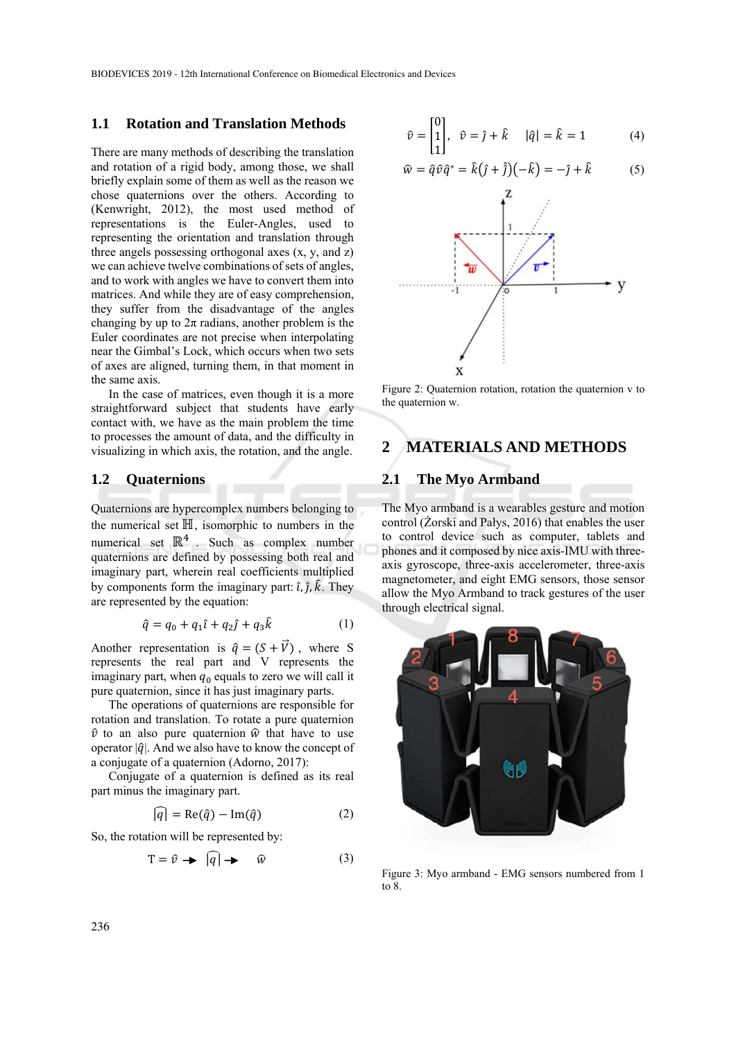### 1.1 Rotation and Translation Methods

There are many methods of describing the translation and rotation of a rigid body, among those, we shall briefly explain some of them as well as the reason we chose quaternions over the others. According to (Kenwright, 2012), the most used method of representations is the Euler-Angles, used to representing the orientation and translation through three angels possessing orthogonal axes (x, y, and z) we can achieve twelve combinations of sets of angles, and to work with angles we have to convert them into matrices. And while they are of easy comprehension, they suffer from the disadvantage of the angles changing by up to $2\pi$ radians, another problem is the Euler coordinates are not precise when interpolating near the Gimbal's Lock, which occurs when two sets of axes are aligned, turning them, in that moment in the same axis.

In the case of matrices, even though it is a more straightforward subject that students have early contact with, we have as the main problem the time to processes the amount of data, and the difficulty in visualizing in which axis, the rotation, and the angle.

### 1.2 Quaternions

Quaternions are hypercomplex numbers belonging to the numerical set $\mathbb{H}$, isomorphic to numbers in the numerical set $\mathbb{R}^4$. Such as complex number quaternions are defined by possessing both real and imaginary part, wherein real coefficients multiplied by components form the imaginary part: $\hat{\imath}, \hat{\jmath}, \hat{k}$. They are represented by the equation:

$$\hat{q} = q_0 + q_1\hat{\imath} + q_2\hat{\jmath} + q_3\hat{k} \tag{1}$$

Another representation is $\hat{q} = (S + \vec{V})$, where S represents the real part and V represents the imaginary part, when $q_0$ equals to zero we will call it pure quaternion, since it has just imaginary parts.

The operations of quaternions are responsible for rotation and translation. To rotate a pure quaternion $\hat{v}$ to an also pure quaternion $\hat{w}$ that have to use operator $|\hat{q}|$. And we also have to know the concept of a conjugate of a quaternion (Adorno, 2017):

Conjugate of a quaternion is defined as its real part minus the imaginary part.

$$\widehat{q} = \mathrm{Re}(\hat{q}) - \mathrm{Im}(\hat{q}) \tag{2}$$

So, the rotation will be represented by:

$$\mathrm{T} = \hat{v} \rightarrow \widehat{q} \rightarrow \hat{w} \tag{3}$$

$$\hat{v} = \begin{bmatrix} 0 \\ 1 \\ 1 \end{bmatrix}, \quad \hat{v} = \hat{\jmath} + \hat{k} \quad |\hat{q}| = \hat{k} = 1 \tag{4}$$

$$\hat{w} = \hat{q}\hat{v}\hat{q}^* = \hat{k}(\hat{\jmath} + \hat{\jmath})(-\hat{k}) = -\hat{\jmath} + \hat{k} \tag{5}$$

Figure 2: Quaternion rotation, rotation the quaternion v to the quaternion w.

## 2 MATERIALS AND METHODS

### 2.1 The Myo Armband

The Myo Armband is a wearables gesture and motion control (Żorski and Pałys, 2016) that enables the user to control device such as computer, tablets and phones and it composed by nice axis-IMU with three-axis gyroscope, three-axis accelerometer, three-axis magnetometer, and eight EMG sensors, those sensor allow the Myo Armband to track gestures of the user through electrical signal.

Figure 3: Myo armband - EMG sensors numbered from 1 to 8.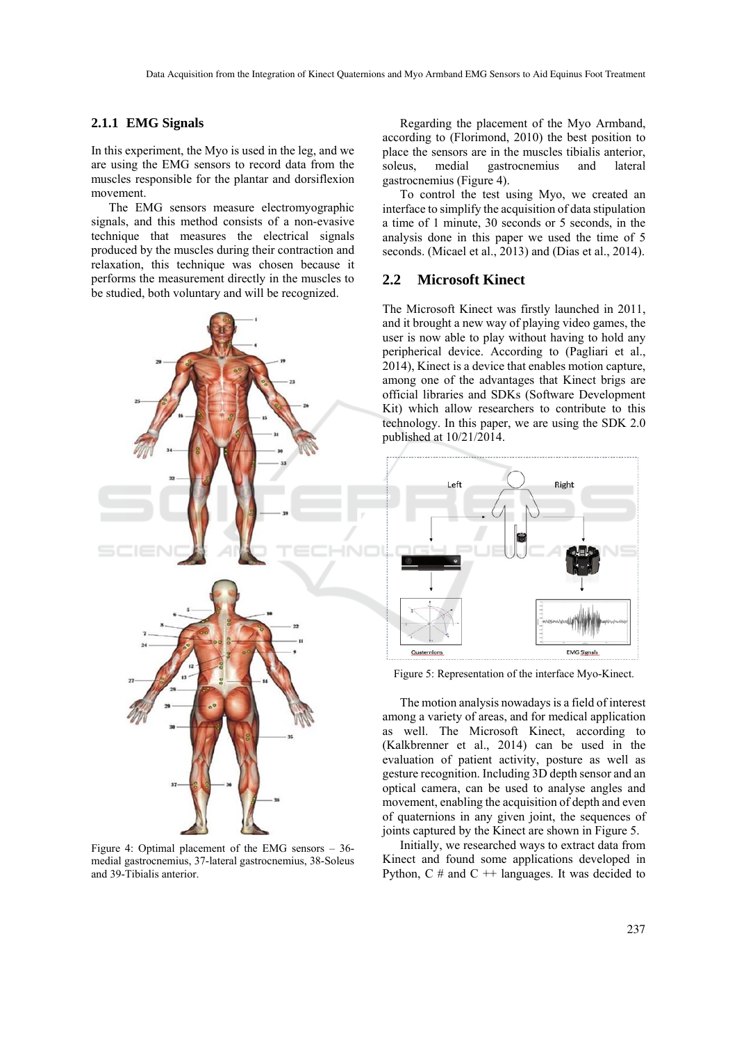### 2.1.1 EMG Signals

In this experiment, the Myo is used in the leg, and we are using the EMG sensors to record data from the muscles responsible for the plantar and dorsiflexion movement.

The EMG sensors measure electromyographic signals, and this method consists of a non-evasive technique that measures the electrical signals produced by the muscles during their contraction and relaxation, this technique was chosen because it performs the measurement directly in the muscles to be studied, both voluntary and will be recognized.

Figure 4: Optimal placement of the EMG sensors – 36-medial gastrocnemius, 37-lateral gastrocnemius, 38-Soleus and 39-Tibialis anterior.

Regarding the placement of the Myo Armband, according to (Florimond, 2010) the best position to place the sensors are in the muscles tibialis anterior, soleus, medial gastrocnemius and lateral gastrocnemius (Figure 4).

To control the test using Myo, we created an interface to simplify the acquisition of data stipulation a time of 1 minute, 30 seconds or 5 seconds, in the analysis done in this paper we used the time of 5 seconds. (Micael et al., 2013) and (Dias et al., 2014).

## 2.2 Microsoft Kinect

The Microsoft Kinect was firstly launched in 2011, and it brought a new way of playing video games, the user is now able to play without having to hold any peripherical device. According to (Pagliari et al., 2014), Kinect is a device that enables motion capture, among one of the advantages that Kinect brigs are official libraries and SDKs (Software Development Kit) which allow researchers to contribute to this technology. In this paper, we are using the SDK 2.0 published at 10/21/2014.

Figure 5: Representation of the interface Myo-Kinect.

The motion analysis nowadays is a field of interest among a variety of areas, and for medical application as well. The Microsoft Kinect, according to (Kalkbrenner et al., 2014) can be used in the evaluation of patient activity, posture as well as gesture recognition. Including 3D depth sensor and an optical camera, can be used to analyse angles and movement, enabling the acquisition of depth and even of quaternions in any given joint, the sequences of joints captured by the Kinect are shown in Figure 5.

Initially, we researched ways to extract data from Kinect and found some applications developed in Python, C # and C ++ languages. It was decided to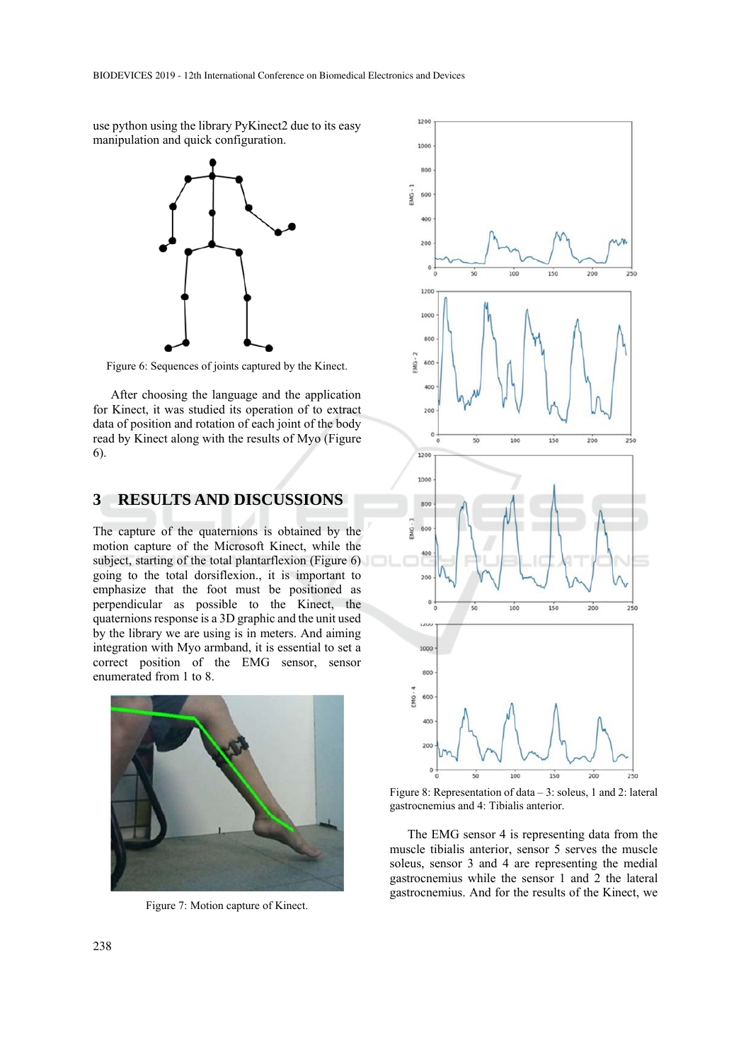use python using the library PyKinect2 due to its easy manipulation and quick configuration.

Figure 6: Sequences of joints captured by the Kinect.

After choosing the language and the application for Kinect, it was studied its operation of to extract data of position and rotation of each joint of the body read by Kinect along with the results of Myo (Figure 6).

## 3 RESULTS AND DISCUSSIONS

The capture of the quaternions is obtained by the motion capture of the Microsoft Kinect, while the subject, starting of the total plantarflexion (Figure 6) going to the total dorsiflexion., it is important to emphasize that the foot must be positioned as perpendicular as possible to the Kinect, the quaternions response is a 3D graphic and the unit used by the library we are using is in meters. And aiming integration with Myo armband, it is essential to set a correct position of the EMG sensor, sensor enumerated from 1 to 8.

Figure 7: Motion capture of Kinect.

Figure 8: Representation of data – 3: soleus, 1 and 2: lateral gastrocnemius and 4: Tibialis anterior.

The EMG sensor 4 is representing data from the muscle tibialis anterior, sensor 5 serves the muscle soleus, sensor 3 and 4 are representing the medial gastrocnemius while the sensor 1 and 2 the lateral gastrocnemius. And for the results of the Kinect, we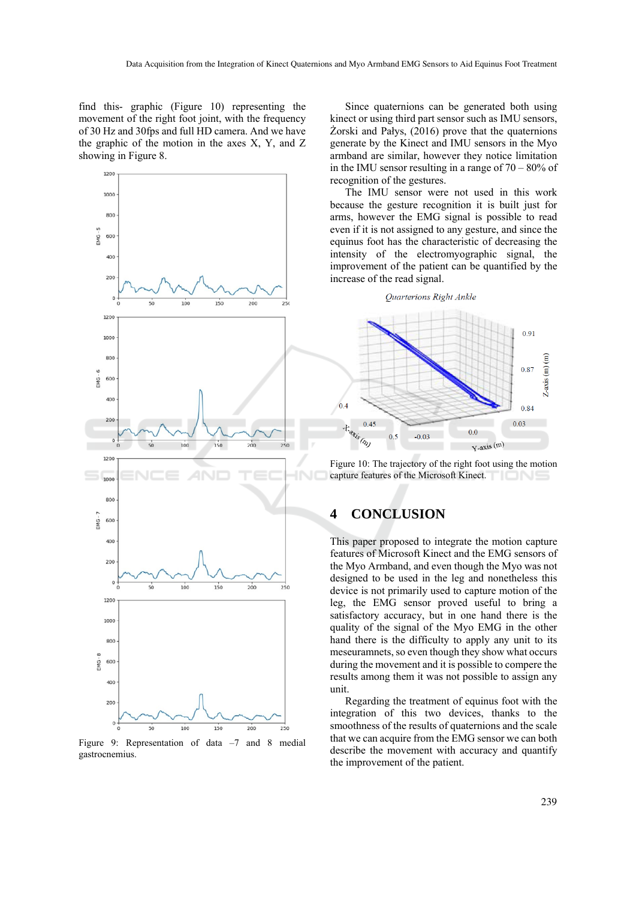find this- graphic (Figure 10) representing the movement of the right foot joint, with the frequency of 30 Hz and 30fps and full HD camera. And we have the graphic of the motion in the axes X, Y, and Z showing in Figure 8.

Figure 9: Representation of data –7 and 8 medial gastrocnemius.

Since quaternions can be generated both using kinect or using third part sensor such as IMU sensors, Żorski and Pałys, (2016) prove that the quaternions generate by the Kinect and IMU sensors in the Myo armband are similar, however they notice limitation in the IMU sensor resulting in a range of 70 – 80% of recognition of the gestures.

The IMU sensor were not used in this work because the gesture recognition it is built just for arms, however the EMG signal is possible to read even if it is not assigned to any gesture, and since the equinus foot has the characteristic of decreasing the intensity of the electromyographic signal, the improvement of the patient can be quantified by the increase of the read signal.

Figure 10: The trajectory of the right foot using the motion capture features of the Microsoft Kinect.

# 4 CONCLUSION

This paper proposed to integrate the motion capture features of Microsoft Kinect and the EMG sensors of the Myo Armband, and even though the Myo was not designed to be used in the leg and nonetheless this device is not primarily used to capture motion of the leg, the EMG sensor proved useful to bring a satisfactory accuracy, but in one hand there is the quality of the signal of the Myo EMG in the other hand there is the difficulty to apply any unit to its meseuramnets, so even though they show what occurs during the movement and it is possible to compere the results among them it was not possible to assign any unit.

Regarding the treatment of equinus foot with the integration of this two devices, thanks to the smoothness of the results of quaternions and the scale that we can acquire from the EMG sensor we can both describe the movement with accuracy and quantify the improvement of the patient.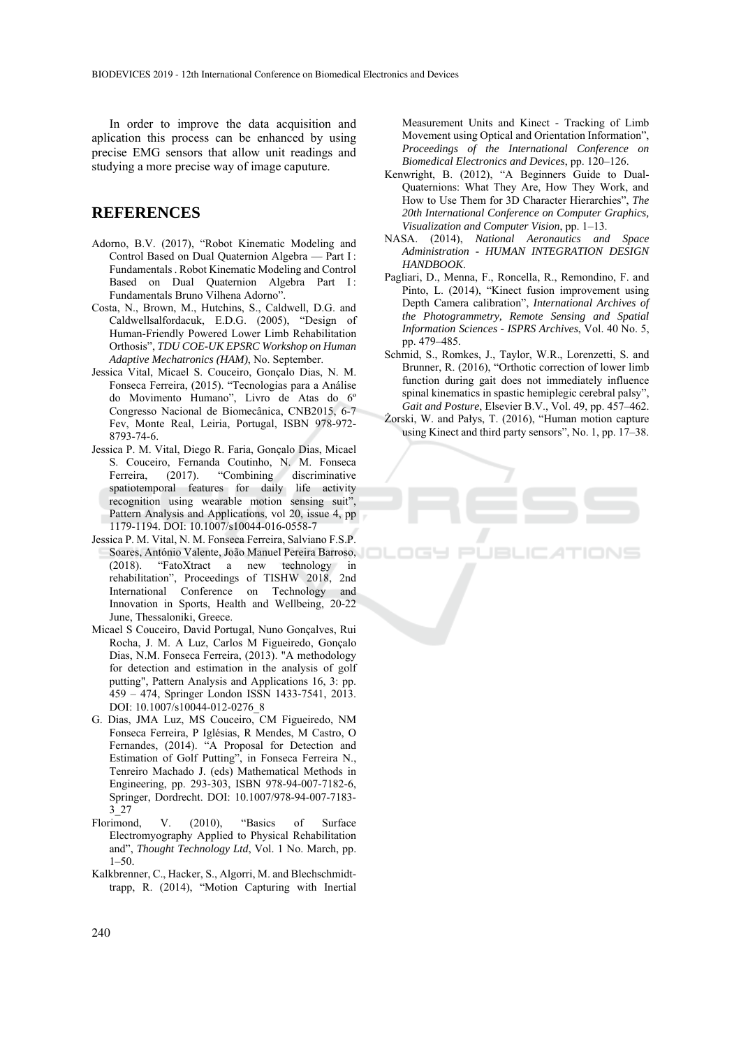In order to improve the data acquisition and aplication this process can be enhanced by using precise EMG sensors that allow unit readings and studying a more precise way of image caputure.

## REFERENCES

Adorno, B.V. (2017), "Robot Kinematic Modeling and Control Based on Dual Quaternion Algebra — Part I : Fundamentals . Robot Kinematic Modeling and Control Based on Dual Quaternion Algebra Part I : Fundamentals Bruno Vilhena Adorno".

Costa, N., Brown, M., Hutchins, S., Caldwell, D.G. and Caldwellsalfordacuk, E.D.G. (2005), "Design of Human-Friendly Powered Lower Limb Rehabilitation Orthosis", *TDU COE-UK EPSRC Workshop on Human Adaptive Mechatronics (HAM)*, No. September.

Jessica Vital, Micael S. Couceiro, Gonçalo Dias, N. M. Fonseca Ferreira, (2015). "Tecnologias para a Análise do Movimento Humano", Livro de Atas do 6º Congresso Nacional de Biomecânica, CNB2015, 6-7 Fev, Monte Real, Leiria, Portugal, ISBN 978-972-8793-74-6.

Jessica P. M. Vital, Diego R. Faria, Gonçalo Dias, Micael S. Couceiro, Fernanda Coutinho, N. M. Fonseca Ferreira, (2017). "Combining discriminative spatiotemporal features for daily life activity recognition using wearable motion sensing suit", Pattern Analysis and Applications, vol 20, issue 4, pp 1179-1194. DOI: 10.1007/s10044-016-0558-7

Jessica P. M. Vital, N. M. Fonseca Ferreira, Salviano F.S.P. Soares, António Valente, João Manuel Pereira Barroso, (2018). "FatoXtract a new technology in rehabilitation", Proceedings of TISHW 2018, 2nd International Conference on Technology and Innovation in Sports, Health and Wellbeing, 20-22 June, Thessaloniki, Greece.

Micael S Couceiro, David Portugal, Nuno Gonçalves, Rui Rocha, J. M. A Luz, Carlos M Figueiredo, Gonçalo Dias, N.M. Fonseca Ferreira, (2013). "A methodology for detection and estimation in the analysis of golf putting", Pattern Analysis and Applications 16, 3: pp. 459 – 474, Springer London ISSN 1433-7541, 2013. DOI: 10.1007/s10044-012-0276_8

G. Dias, JMA Luz, MS Couceiro, CM Figueiredo, NM Fonseca Ferreira, P Iglésias, R Mendes, M Castro, O Fernandes, (2014). "A Proposal for Detection and Estimation of Golf Putting", in Fonseca Ferreira N., Tenreiro Machado J. (eds) Mathematical Methods in Engineering, pp. 293-303, ISBN 978-94-007-7182-6, Springer, Dordrecht. DOI: 10.1007/978-94-007-7183-3_27

Florimond, V. (2010), "Basics of Surface Electromyography Applied to Physical Rehabilitation and", *Thought Technology Ltd*, Vol. 1 No. March, pp. 1–50.

Kalkbrenner, C., Hacker, S., Algorri, M. and Blechschmidt-trapp, R. (2014), "Motion Capturing with Inertial Measurement Units and Kinect - Tracking of Limb Movement using Optical and Orientation Information", *Proceedings of the International Conference on Biomedical Electronics and Devices*, pp. 120–126.

Kenwright, B. (2012), "A Beginners Guide to Dual-Quaternions: What They Are, How They Work, and How to Use Them for 3D Character Hierarchies", *The 20th International Conference on Computer Graphics, Visualization and Computer Vision*, pp. 1–13.

NASA. (2014), *National Aeronautics and Space Administration - HUMAN INTEGRATION DESIGN HANDBOOK*.

Pagliari, D., Menna, F., Roncella, R., Remondino, F. and Pinto, L. (2014), "Kinect fusion improvement using Depth Camera calibration", *International Archives of the Photogrammetry, Remote Sensing and Spatial Information Sciences - ISPRS Archives*, Vol. 40 No. 5, pp. 479–485.

Schmid, S., Romkes, J., Taylor, W.R., Lorenzetti, S. and Brunner, R. (2016), "Orthotic correction of lower limb function during gait does not immediately influence spinal kinematics in spastic hemiplegic cerebral palsy", *Gait and Posture*, Elsevier B.V., Vol. 49, pp. 457–462.

Żorski, W. and Pałys, T. (2016), "Human motion capture using Kinect and third party sensors", No. 1, pp. 17–38.